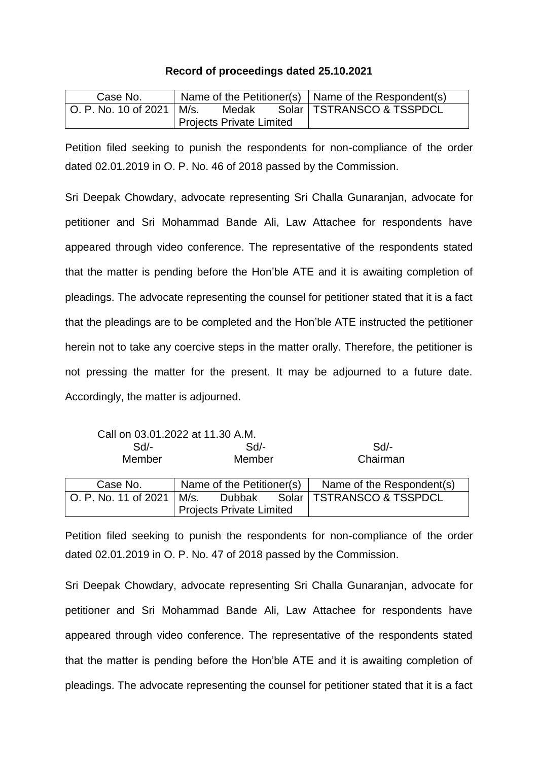**Record of proceedings dated 25.10.2021**

| Case No. | Name of the Petitioner(s) | Name of the Respondent(s) |
|---|---|---|
| O. P. No. 10 of 2021 | M/s. Medak Solar Projects Private Limited | TSTRANSCO & TSSPDCL |

Petition filed seeking to punish the respondents for non-compliance of the order dated 02.01.2019 in O. P. No. 46 of 2018 passed by the Commission.

Sri Deepak Chowdary, advocate representing Sri Challa Gunaranjan, advocate for petitioner and Sri Mohammad Bande Ali, Law Attachee for respondents have appeared through video conference. The representative of the respondents stated that the matter is pending before the Hon'ble ATE and it is awaiting completion of pleadings. The advocate representing the counsel for petitioner stated that it is a fact that the pleadings are to be completed and the Hon'ble ATE instructed the petitioner herein not to take any coercive steps in the matter orally. Therefore, the petitioner is not pressing the matter for the present. It may be adjourned to a future date. Accordingly, the matter is adjourned.

Call on 03.01.2022 at 11.30 A.M.

| Sd/- | Sd/- | Sd/- |
|---|---|---|
| Member | Member | Chairman |

| Case No. | Name of the Petitioner(s) | Name of the Respondent(s) |
|---|---|---|
| O. P. No. 11 of 2021 | M/s. Dubbak Solar Projects Private Limited | TSTRANSCO & TSSPDCL |

Petition filed seeking to punish the respondents for non-compliance of the order dated 02.01.2019 in O. P. No. 47 of 2018 passed by the Commission.

Sri Deepak Chowdary, advocate representing Sri Challa Gunaranjan, advocate for petitioner and Sri Mohammad Bande Ali, Law Attachee for respondents have appeared through video conference. The representative of the respondents stated that the matter is pending before the Hon'ble ATE and it is awaiting completion of pleadings. The advocate representing the counsel for petitioner stated that it is a fact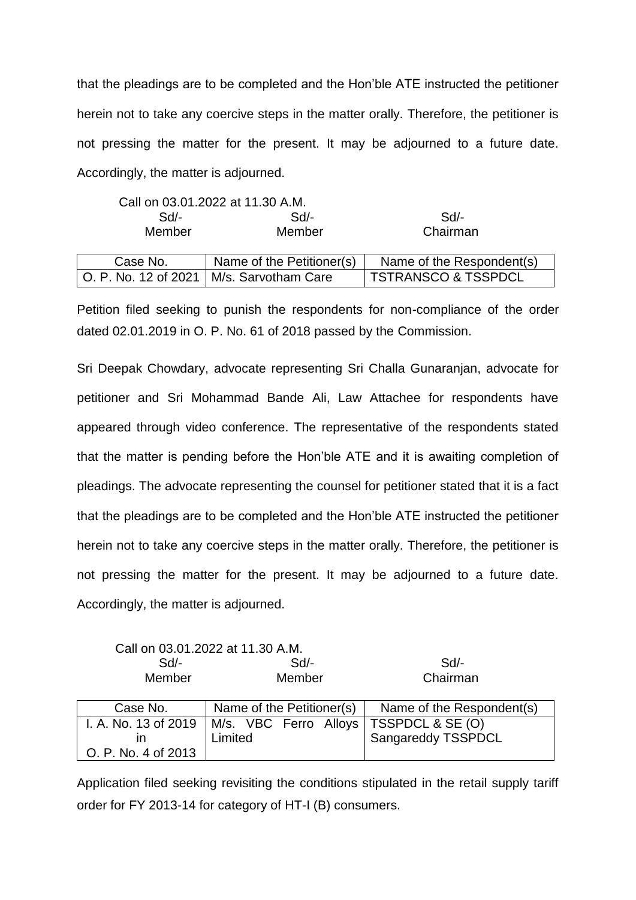that the pleadings are to be completed and the Hon'ble ATE instructed the petitioner herein not to take any coercive steps in the matter orally. Therefore, the petitioner is not pressing the matter for the present. It may be adjourned to a future date. Accordingly, the matter is adjourned.

Call on 03.01.2022 at 11.30 A.M.

| Sd/- | Sd/- | Sd/- |
|---|---|---|
| Member | Member | Chairman |

| Case No. | Name of the Petitioner(s) | Name of the Respondent(s) |
|---|---|---|
| O. P. No. 12 of 2021 | M/s. Sarvotham Care | TSTRANSCO & TSSPDCL |

Petition filed seeking to punish the respondents for non-compliance of the order dated 02.01.2019 in O. P. No. 61 of 2018 passed by the Commission.

Sri Deepak Chowdary, advocate representing Sri Challa Gunaranjan, advocate for petitioner and Sri Mohammad Bande Ali, Law Attachee for respondents have appeared through video conference. The representative of the respondents stated that the matter is pending before the Hon'ble ATE and it is awaiting completion of pleadings. The advocate representing the counsel for petitioner stated that it is a fact that the pleadings are to be completed and the Hon'ble ATE instructed the petitioner herein not to take any coercive steps in the matter orally. Therefore, the petitioner is not pressing the matter for the present. It may be adjourned to a future date. Accordingly, the matter is adjourned.

Call on 03.01.2022 at 11.30 A.M.

| Sd/- | Sd/- | Sd/- |
|---|---|---|
| Member | Member | Chairman |

| Case No. | Name of the Petitioner(s) | Name of the Respondent(s) |
|---|---|---|
| I. A. No. 13 of 2019 in O. P. No. 4 of 2013 | M/s. VBC Ferro Alloys Limited | TSSPDCL & SE (O) Sangareddy TSSPDCL |

Application filed seeking revisiting the conditions stipulated in the retail supply tariff order for FY 2013-14 for category of HT-I (B) consumers.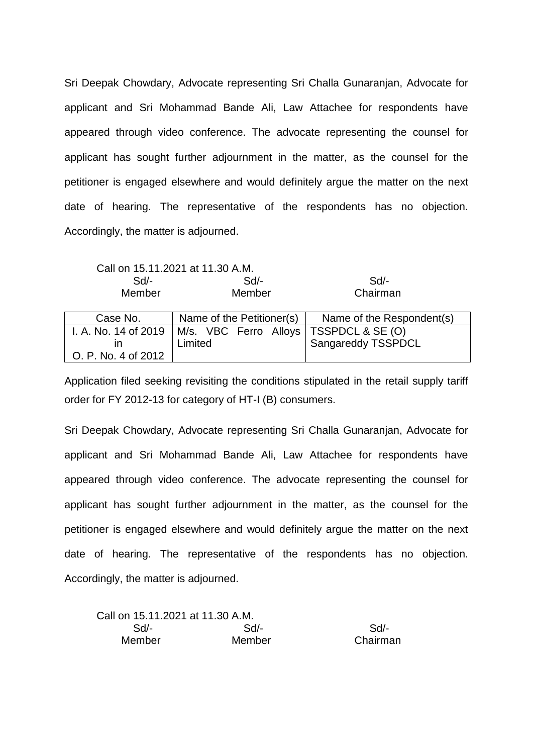Sri Deepak Chowdary, Advocate representing Sri Challa Gunaranjan, Advocate for applicant and Sri Mohammad Bande Ali, Law Attachee for respondents have appeared through video conference. The advocate representing the counsel for applicant has sought further adjournment in the matter, as the counsel for the petitioner is engaged elsewhere and would definitely argue the matter on the next date of hearing. The representative of the respondents has no objection. Accordingly, the matter is adjourned.

Call on 15.11.2021 at 11.30 A.M.

| Sd/- | Sd/- | Sd/- |
|---|---|---|
| Member | Member | Chairman |

| Case No. | Name of the Petitioner(s) | Name of the Respondent(s) |
|---|---|---|
| I. A. No. 14 of 2019 in O. P. No. 4 of 2012 | M/s. VBC Ferro Alloys Limited | TSSPDCL & SE (O) Sangareddy TSSPDCL |

Application filed seeking revisiting the conditions stipulated in the retail supply tariff order for FY 2012-13 for category of HT-I (B) consumers.

Sri Deepak Chowdary, Advocate representing Sri Challa Gunaranjan, Advocate for applicant and Sri Mohammad Bande Ali, Law Attachee for respondents have appeared through video conference. The advocate representing the counsel for applicant has sought further adjournment in the matter, as the counsel for the petitioner is engaged elsewhere and would definitely argue the matter on the next date of hearing. The representative of the respondents has no objection. Accordingly, the matter is adjourned.

Call on 15.11.2021 at 11.30 A.M.

| Sd/- | Sd/- | Sd/- |
|---|---|---|
| Member | Member | Chairman |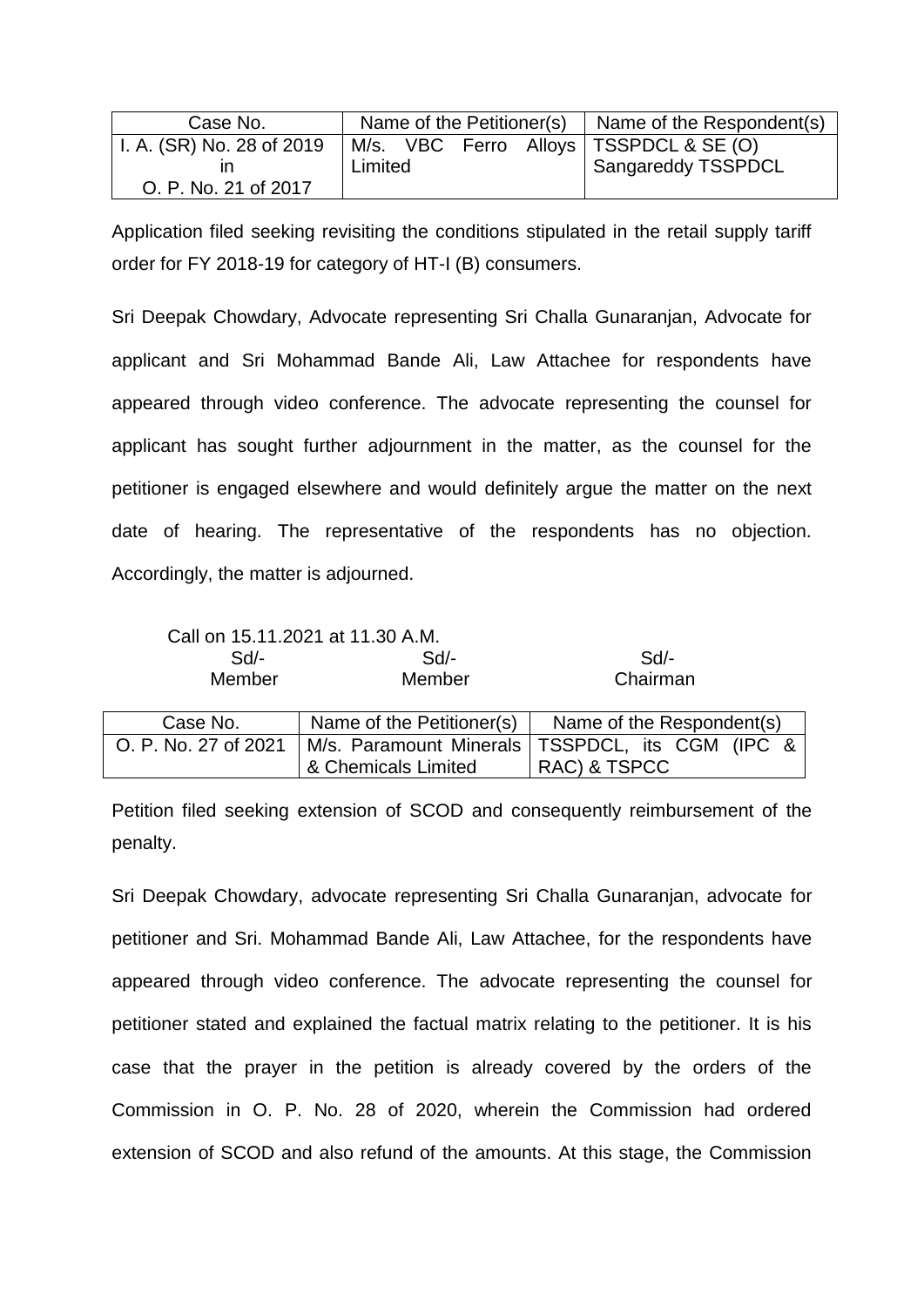| Case No. | Name of the Petitioner(s) | Name of the Respondent(s) |
|---|---|---|
| I. A. (SR) No. 28 of 2019 in O. P. No. 21 of 2017 | M/s. VBC Ferro Alloys Limited | TSSPDCL & SE (O) Sangareddy TSSPDCL |

Application filed seeking revisiting the conditions stipulated in the retail supply tariff order for FY 2018-19 for category of HT-I (B) consumers.

Sri Deepak Chowdary, Advocate representing Sri Challa Gunaranjan, Advocate for applicant and Sri Mohammad Bande Ali, Law Attachee for respondents have appeared through video conference. The advocate representing the counsel for applicant has sought further adjournment in the matter, as the counsel for the petitioner is engaged elsewhere and would definitely argue the matter on the next date of hearing. The representative of the respondents has no objection. Accordingly, the matter is adjourned.

Call on 15.11.2021 at 11.30 A.M.

| Sd/- | Sd/- | Sd/- |
|---|---|---|
| Member | Member | Chairman |

| Case No. | Name of the Petitioner(s) | Name of the Respondent(s) |
|---|---|---|
| O. P. No. 27 of 2021 | M/s. Paramount Minerals & Chemicals Limited | TSSPDCL, its CGM (IPC & RAC) & TSPCC |

Petition filed seeking extension of SCOD and consequently reimbursement of the penalty.

Sri Deepak Chowdary, advocate representing Sri Challa Gunaranjan, advocate for petitioner and Sri. Mohammad Bande Ali, Law Attachee, for the respondents have appeared through video conference. The advocate representing the counsel for petitioner stated and explained the factual matrix relating to the petitioner. It is his case that the prayer in the petition is already covered by the orders of the Commission in O. P. No. 28 of 2020, wherein the Commission had ordered extension of SCOD and also refund of the amounts. At this stage, the Commission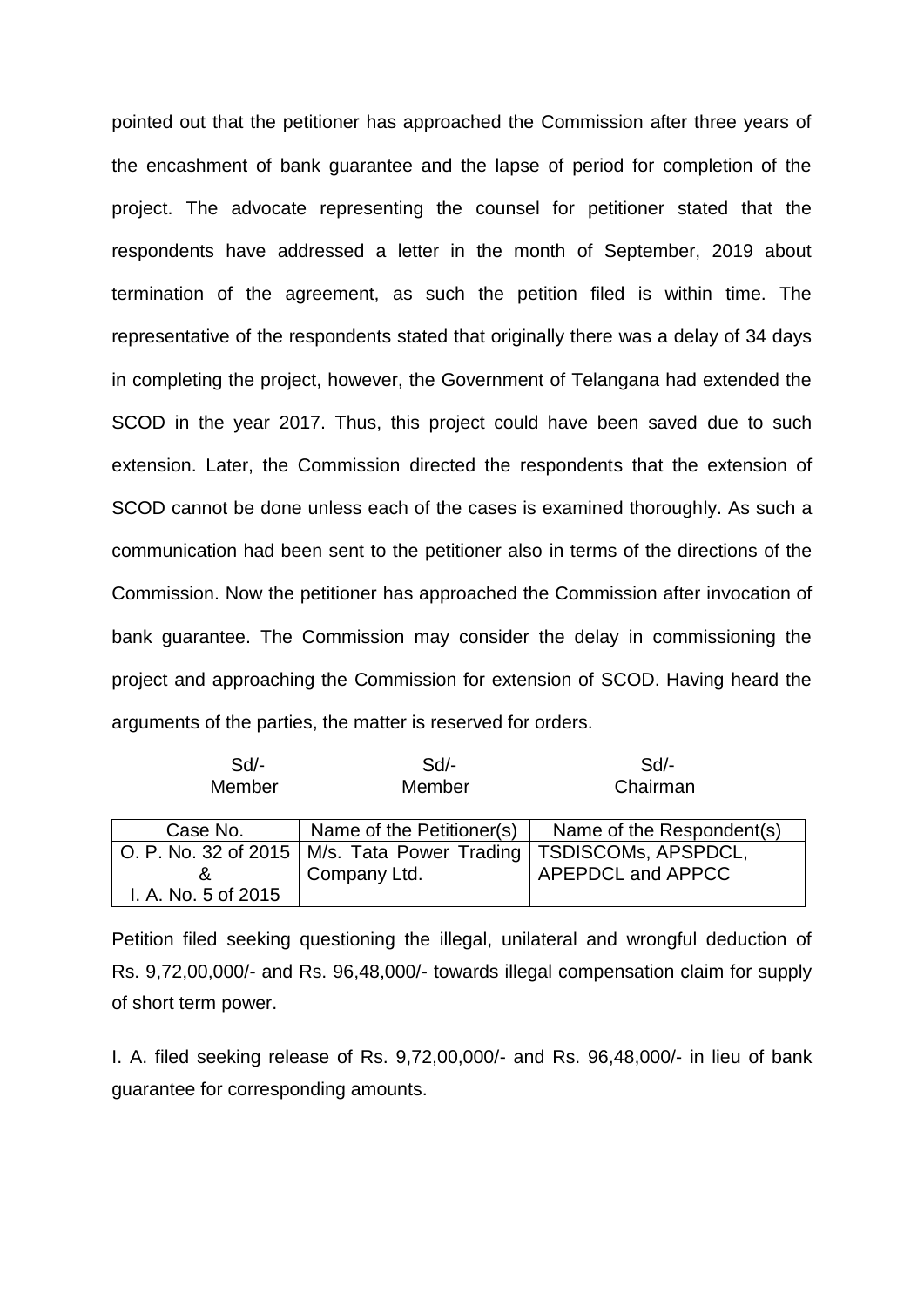pointed out that the petitioner has approached the Commission after three years of the encashment of bank guarantee and the lapse of period for completion of the project. The advocate representing the counsel for petitioner stated that the respondents have addressed a letter in the month of September, 2019 about termination of the agreement, as such the petition filed is within time. The representative of the respondents stated that originally there was a delay of 34 days in completing the project, however, the Government of Telangana had extended the SCOD in the year 2017. Thus, this project could have been saved due to such extension. Later, the Commission directed the respondents that the extension of SCOD cannot be done unless each of the cases is examined thoroughly. As such a communication had been sent to the petitioner also in terms of the directions of the Commission. Now the petitioner has approached the Commission after invocation of bank guarantee. The Commission may consider the delay in commissioning the project and approaching the Commission for extension of SCOD. Having heard the arguments of the parties, the matter is reserved for orders.

| Sd/- | Sd/- | Sd/- |
|---|---|---|
| Member | Member | Chairman |

| Case No. | Name of the Petitioner(s) | Name of the Respondent(s) |
|---|---|---|
| O. P. No. 32 of 2015 & I. A. No. 5 of 2015 | M/s. Tata Power Trading Company Ltd. | TSDISCOMs, APSPDCL, APEPDCL and APPCC |

Petition filed seeking questioning the illegal, unilateral and wrongful deduction of Rs. 9,72,00,000/- and Rs. 96,48,000/- towards illegal compensation claim for supply of short term power.

I. A. filed seeking release of Rs. 9,72,00,000/- and Rs. 96,48,000/- in lieu of bank guarantee for corresponding amounts.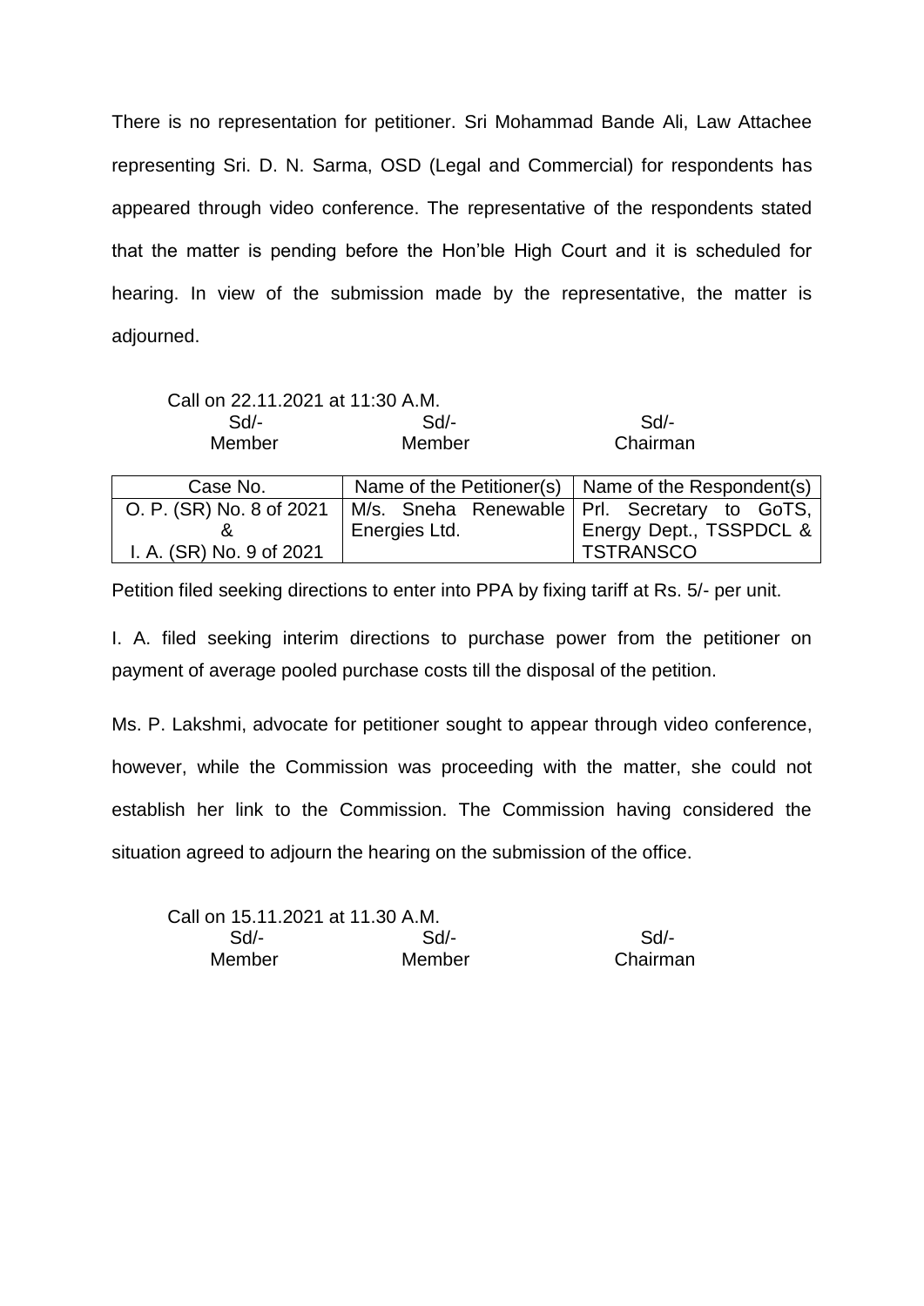There is no representation for petitioner. Sri Mohammad Bande Ali, Law Attachee representing Sri. D. N. Sarma, OSD (Legal and Commercial) for respondents has appeared through video conference. The representative of the respondents stated that the matter is pending before the Hon'ble High Court and it is scheduled for hearing. In view of the submission made by the representative, the matter is adjourned.

Call on 22.11.2021 at 11:30 A.M.

| Sd/- | Sd/- | Sd/- |
|---|---|---|
| Member | Member | Chairman |

| Case No. | Name of the Petitioner(s) | Name of the Respondent(s) |
|---|---|---|
| O. P. (SR) No. 8 of 2021 & I. A. (SR) No. 9 of 2021 | M/s. Sneha Renewable Energies Ltd. | Prl. Secretary to GoTS, Energy Dept., TSSPDCL & TSTRANSCO |

Petition filed seeking directions to enter into PPA by fixing tariff at Rs. 5/- per unit.

I. A. filed seeking interim directions to purchase power from the petitioner on payment of average pooled purchase costs till the disposal of the petition.

Ms. P. Lakshmi, advocate for petitioner sought to appear through video conference, however, while the Commission was proceeding with the matter, she could not establish her link to the Commission. The Commission having considered the situation agreed to adjourn the hearing on the submission of the office.

Call on 15.11.2021 at 11.30 A.M.

| Sd/- | Sd/- | Sd/- |
|---|---|---|
| Member | Member | Chairman |